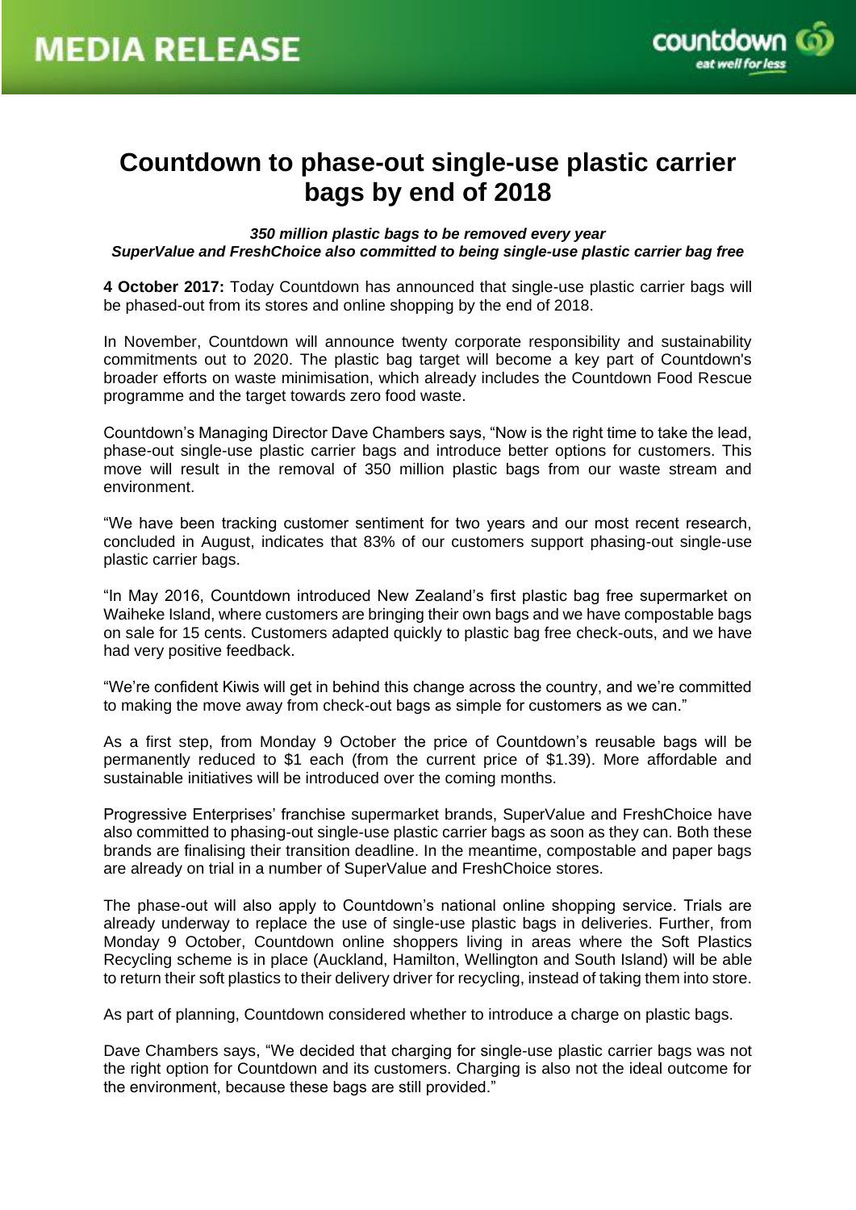# MEDIA RELEASE

# Countdown to phase-out single-use plastic carrier bags by end of 2018

***350 million plastic bags to be removed every year***
***SuperValue and FreshChoice also committed to being single-use plastic carrier bag free***

**4 October 2017:** Today Countdown has announced that single-use plastic carrier bags will be phased-out from its stores and online shopping by the end of 2018.

In November, Countdown will announce twenty corporate responsibility and sustainability commitments out to 2020. The plastic bag target will become a key part of Countdown's broader efforts on waste minimisation, which already includes the Countdown Food Rescue programme and the target towards zero food waste.

Countdown's Managing Director Dave Chambers says, "Now is the right time to take the lead, phase-out single-use plastic carrier bags and introduce better options for customers. This move will result in the removal of 350 million plastic bags from our waste stream and environment.

"We have been tracking customer sentiment for two years and our most recent research, concluded in August, indicates that 83% of our customers support phasing-out single-use plastic carrier bags.

"In May 2016, Countdown introduced New Zealand's first plastic bag free supermarket on Waiheke Island, where customers are bringing their own bags and we have compostable bags on sale for 15 cents. Customers adapted quickly to plastic bag free check-outs, and we have had very positive feedback.

"We're confident Kiwis will get in behind this change across the country, and we're committed to making the move away from check-out bags as simple for customers as we can."

As a first step, from Monday 9 October the price of Countdown's reusable bags will be permanently reduced to $1 each (from the current price of $1.39). More affordable and sustainable initiatives will be introduced over the coming months.

Progressive Enterprises' franchise supermarket brands, SuperValue and FreshChoice have also committed to phasing-out single-use plastic carrier bags as soon as they can. Both these brands are finalising their transition deadline. In the meantime, compostable and paper bags are already on trial in a number of SuperValue and FreshChoice stores.

The phase-out will also apply to Countdown's national online shopping service. Trials are already underway to replace the use of single-use plastic bags in deliveries. Further, from Monday 9 October, Countdown online shoppers living in areas where the Soft Plastics Recycling scheme is in place (Auckland, Hamilton, Wellington and South Island) will be able to return their soft plastics to their delivery driver for recycling, instead of taking them into store.

As part of planning, Countdown considered whether to introduce a charge on plastic bags.

Dave Chambers says, "We decided that charging for single-use plastic carrier bags was not the right option for Countdown and its customers. Charging is also not the ideal outcome for the environment, because these bags are still provided."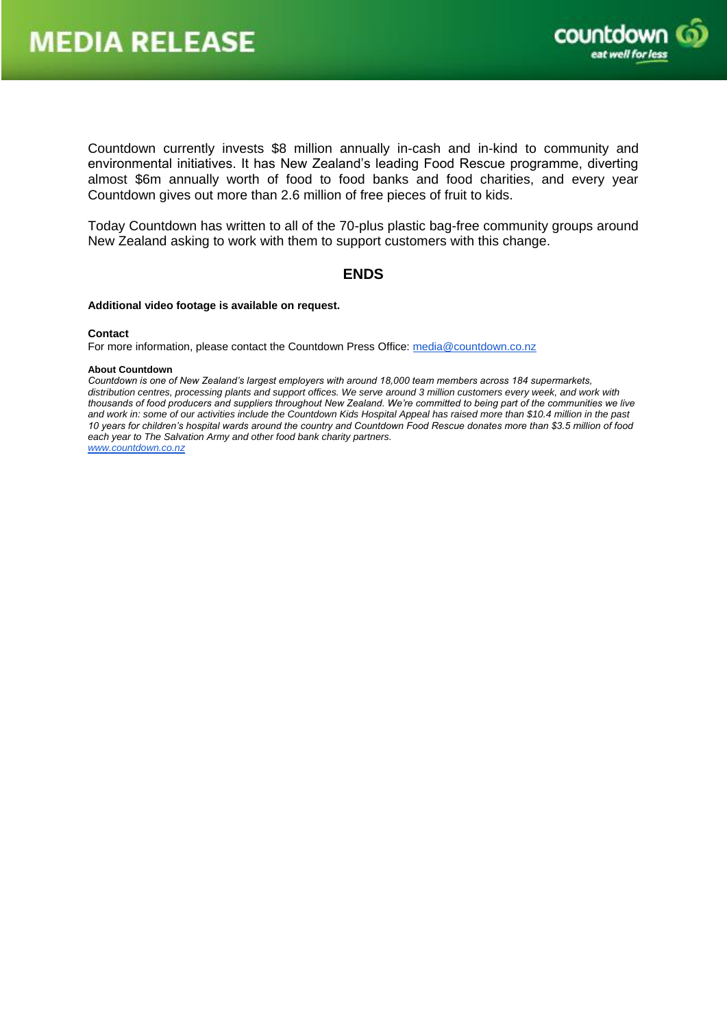Countdown currently invests $8 million annually in-cash and in-kind to community and environmental initiatives. It has New Zealand's leading Food Rescue programme, diverting almost $6m annually worth of food to food banks and food charities, and every year Countdown gives out more than 2.6 million of free pieces of fruit to kids.

Today Countdown has written to all of the 70-plus plastic bag-free community groups around New Zealand asking to work with them to support customers with this change.

**ENDS**

**Additional video footage is available on request.**

**Contact**
For more information, please contact the Countdown Press Office: media@countdown.co.nz

**About Countdown**
*Countdown is one of New Zealand's largest employers with around 18,000 team members across 184 supermarkets, distribution centres, processing plants and support offices. We serve around 3 million customers every week, and work with thousands of food producers and suppliers throughout New Zealand. We're committed to being part of the communities we live and work in: some of our activities include the Countdown Kids Hospital Appeal has raised more than $10.4 million in the past 10 years for children's hospital wards around the country and Countdown Food Rescue donates more than $3.5 million of food each year to The Salvation Army and other food bank charity partners.*
*www.countdown.co.nz*